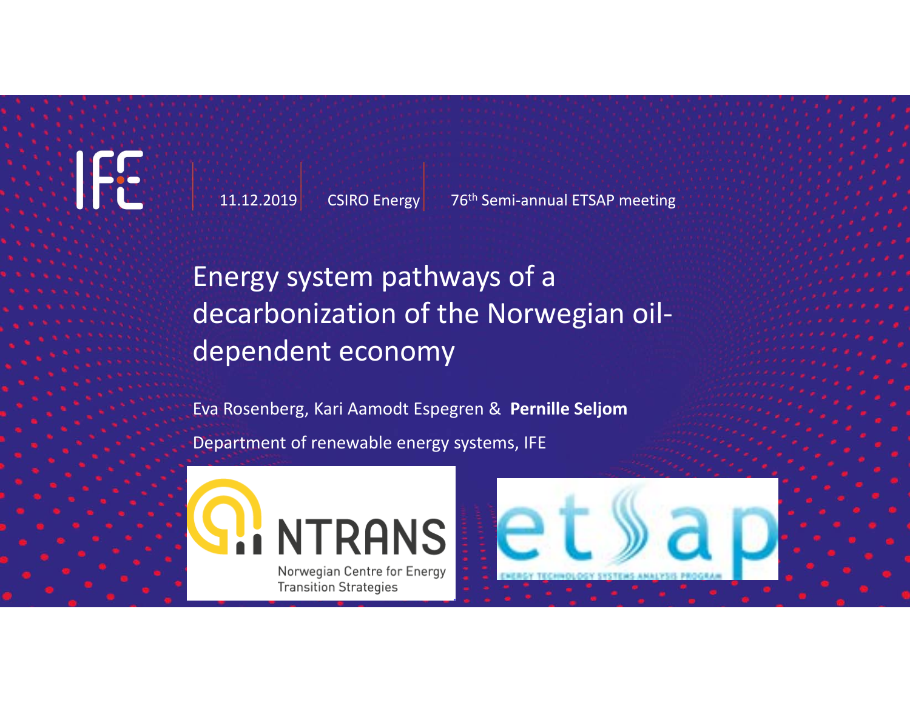IFE | 11.12.2019 | CSIRO Energy | 76th Semi-annual ETSAP meeting

# Energy system pathways of a decarbonization of the Norwegian oil-dependent economy

Eva Rosenberg, Kari Aamodt Espegren & **Pernille Seljom**

Department of renewable energy systems, IFE

NTRANS
Norwegian Centre for Energy Transition Strategies

etsap
ENERGY TECHNOLOGY SYSTEMS ANALYSIS PROGRAM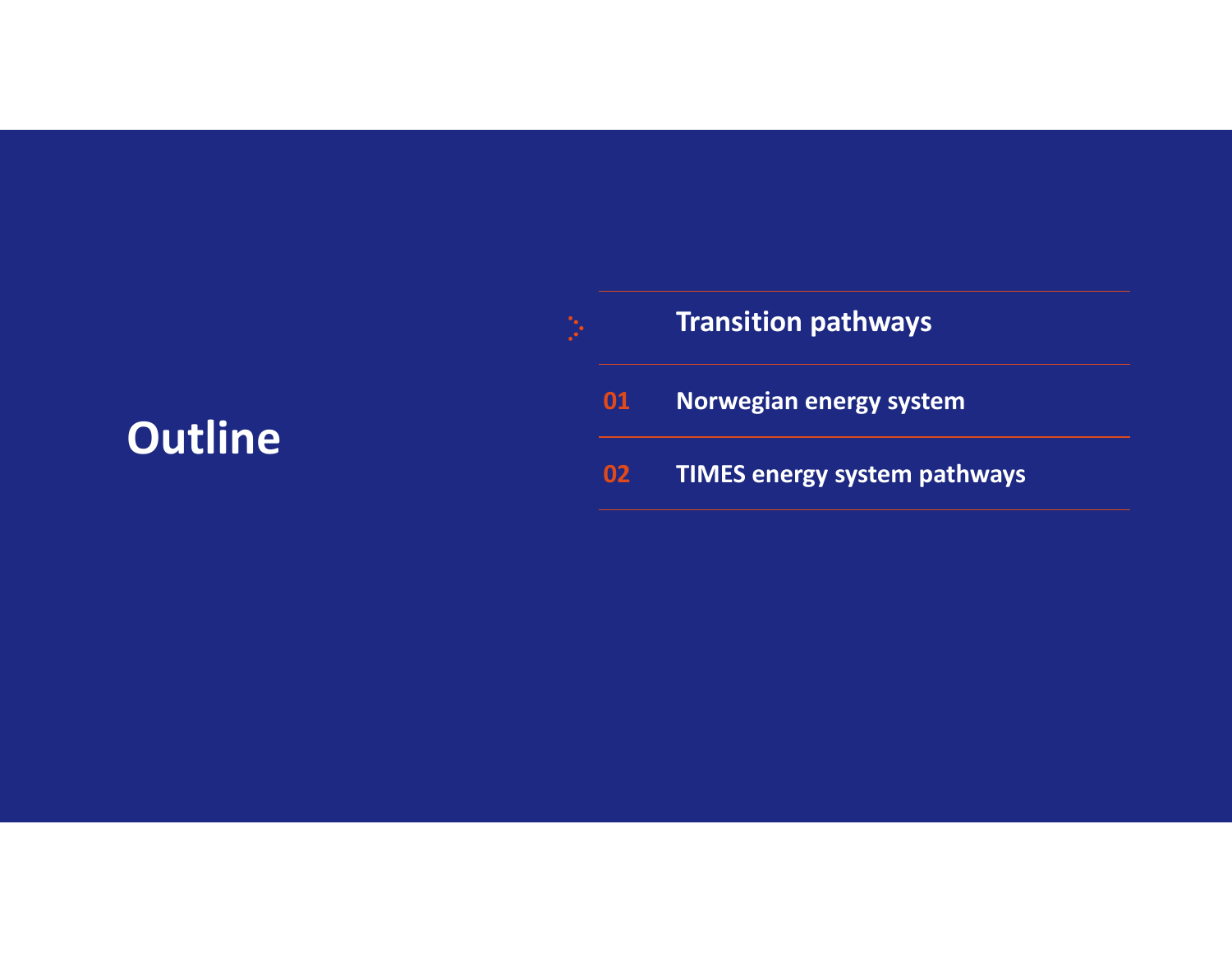# Outline

**Transition pathways**

**01** **Norwegian energy system**

**02** **TIMES energy system pathways**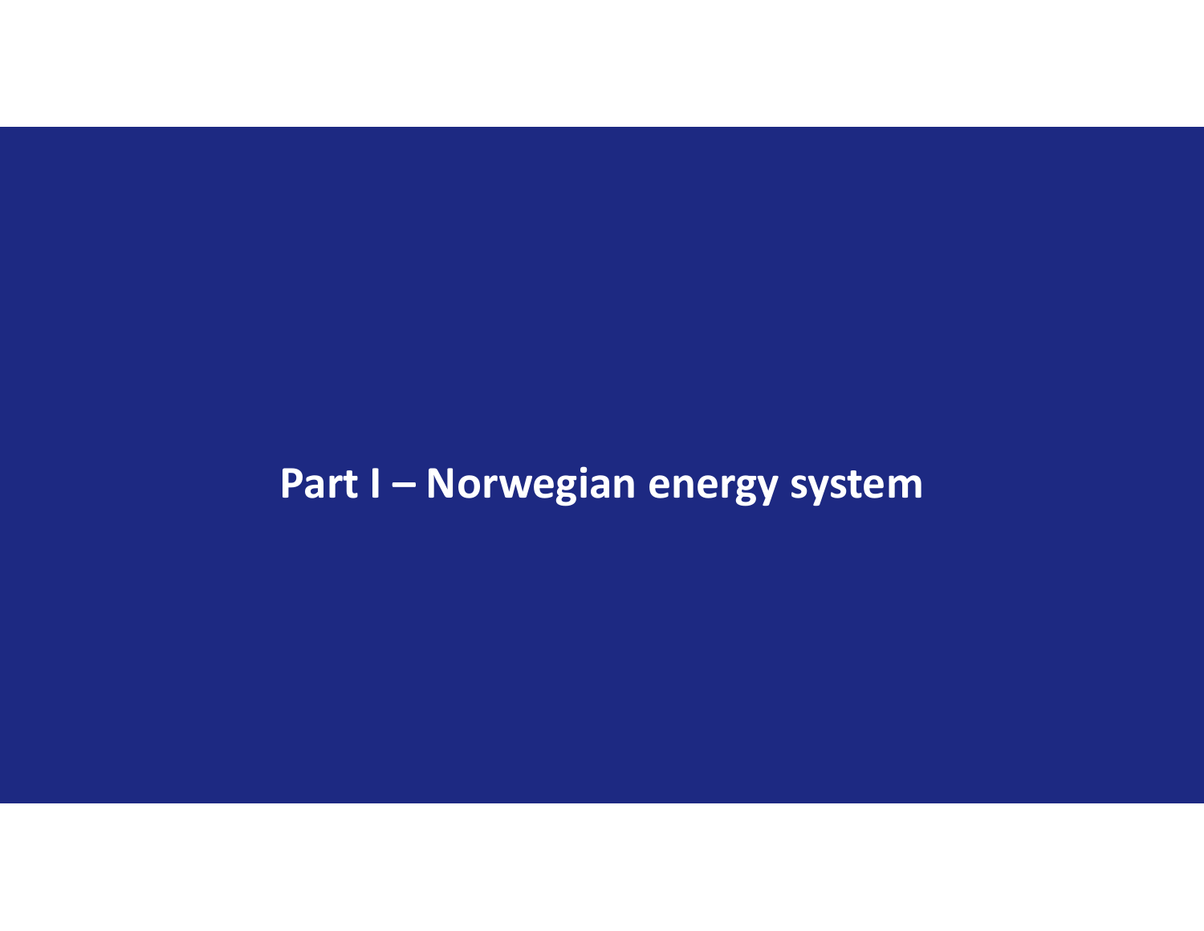# Part I – Norwegian energy system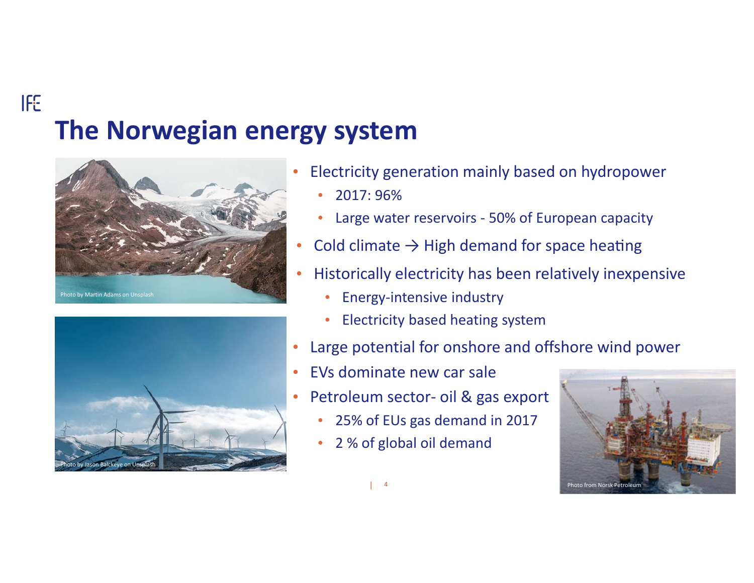# The Norwegian energy system

Photo by Martin Adams on Unsplash

Photo by Jason Balckeye on Unsplash

- Electricity generation mainly based on hydropower
  - 2017: 96%
  - Large water reservoirs - 50% of European capacity
- Cold climate → High demand for space heating
- Historically electricity has been relatively inexpensive
  - Energy-intensive industry
  - Electricity based heating system
- Large potential for onshore and offshore wind power
- EVs dominate new car sale
- Petroleum sector- oil & gas export
  - 25% of EUs gas demand in 2017
  - 2 % of global oil demand

Photo from Norsk Petroleum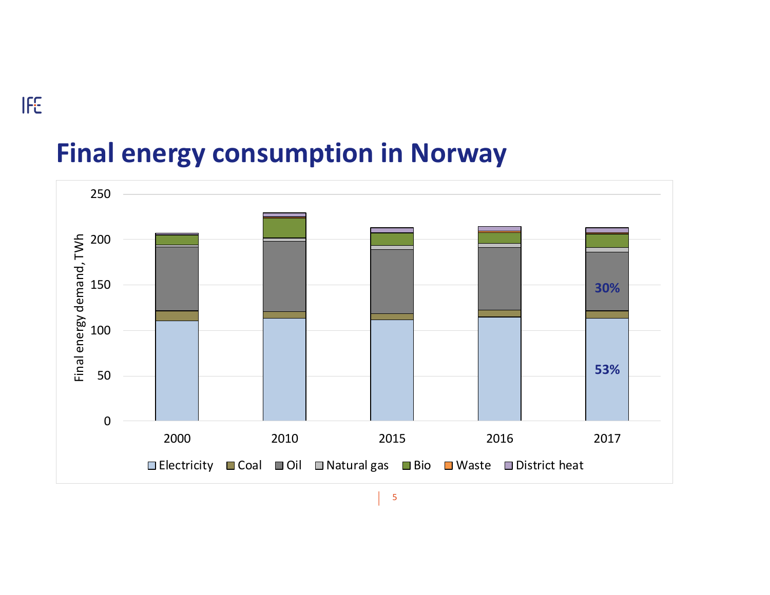# Final energy consumption in Norway

Final energy demand, TWh

250
200
150
100
50
0

2000 2010 2015 2016 2017

30%

53%

Electricity | Coal | Oil | Natural gas | Bio | Waste | District heat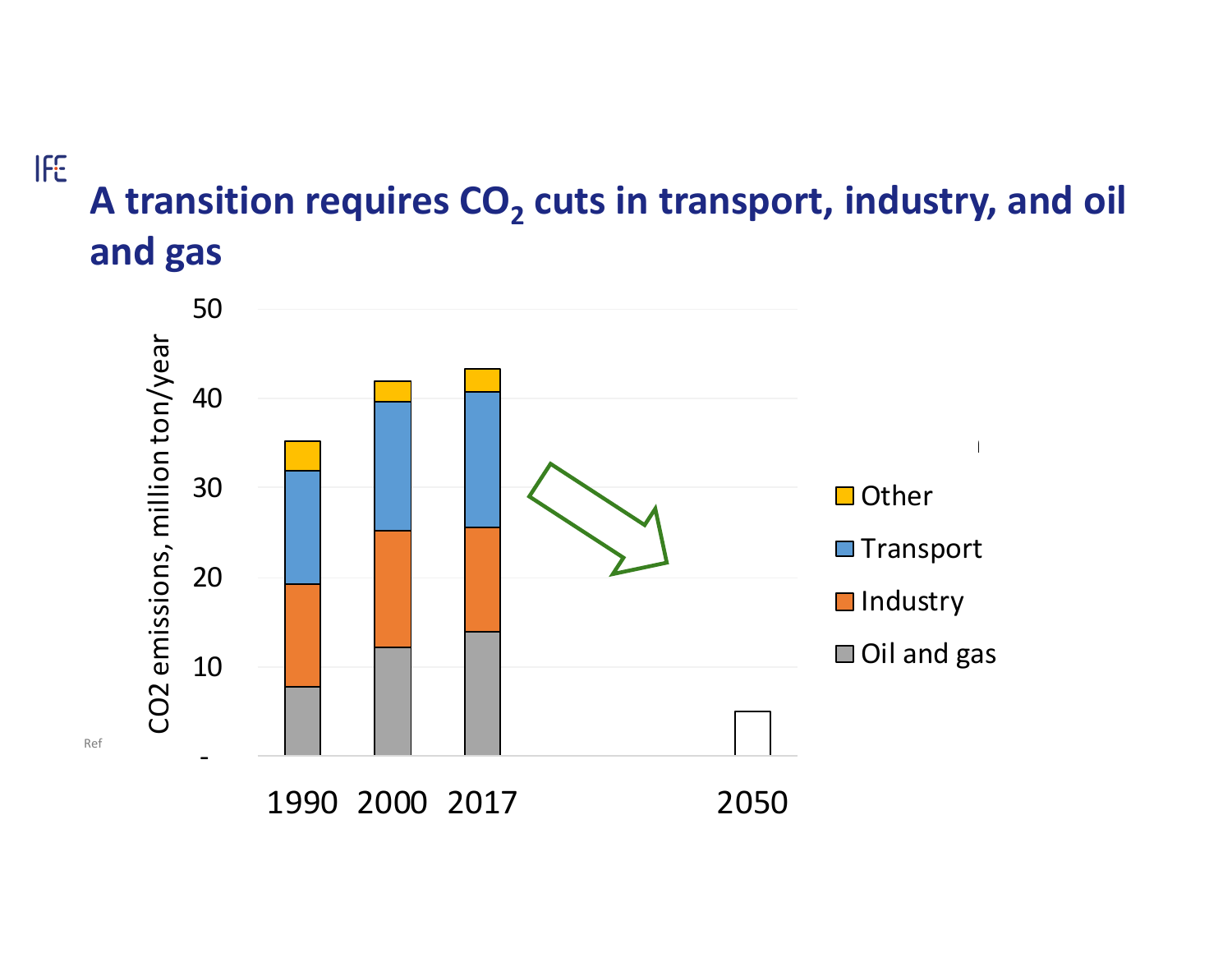# A transition requires $CO_2$ cuts in transport, industry, and oil and gas

CO2 emissions, million ton/year

50

40

30

20

10

\-

1990 2000 2017 2050

Other

Transport

Industry

Oil and gas

Ref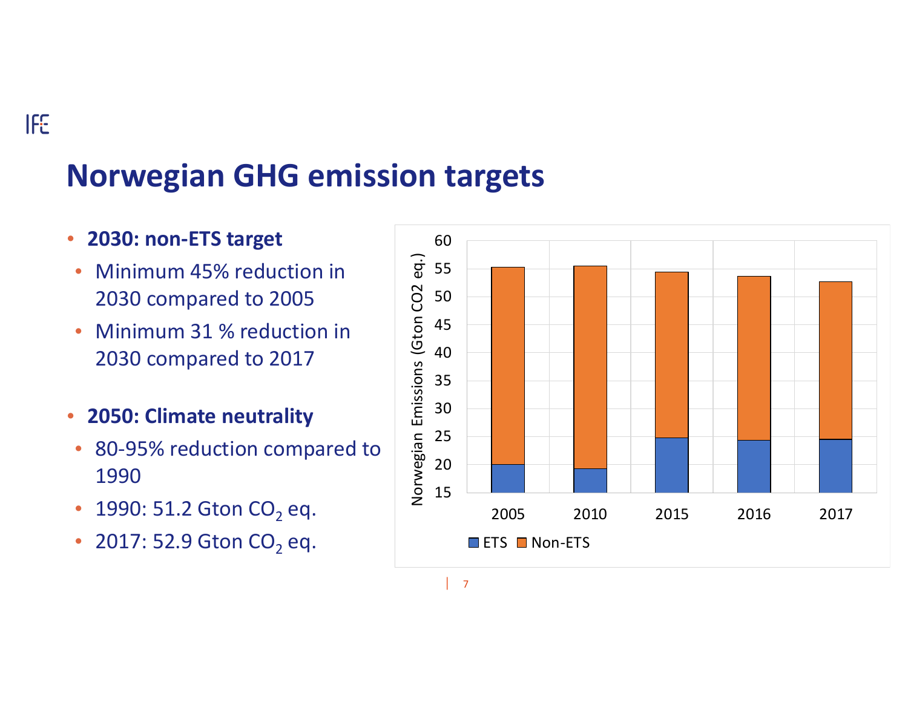# Norwegian GHG emission targets

- **2030: non-ETS target**
  - Minimum 45% reduction in 2030 compared to 2005
  - Minimum 31 % reduction in 2030 compared to 2017
- **2050: Climate neutrality**
  - 80-95% reduction compared to 1990
  - 1990: 51.2 Gton $CO_2$ eq.
  - 2017: 52.9 Gton $CO_2$ eq.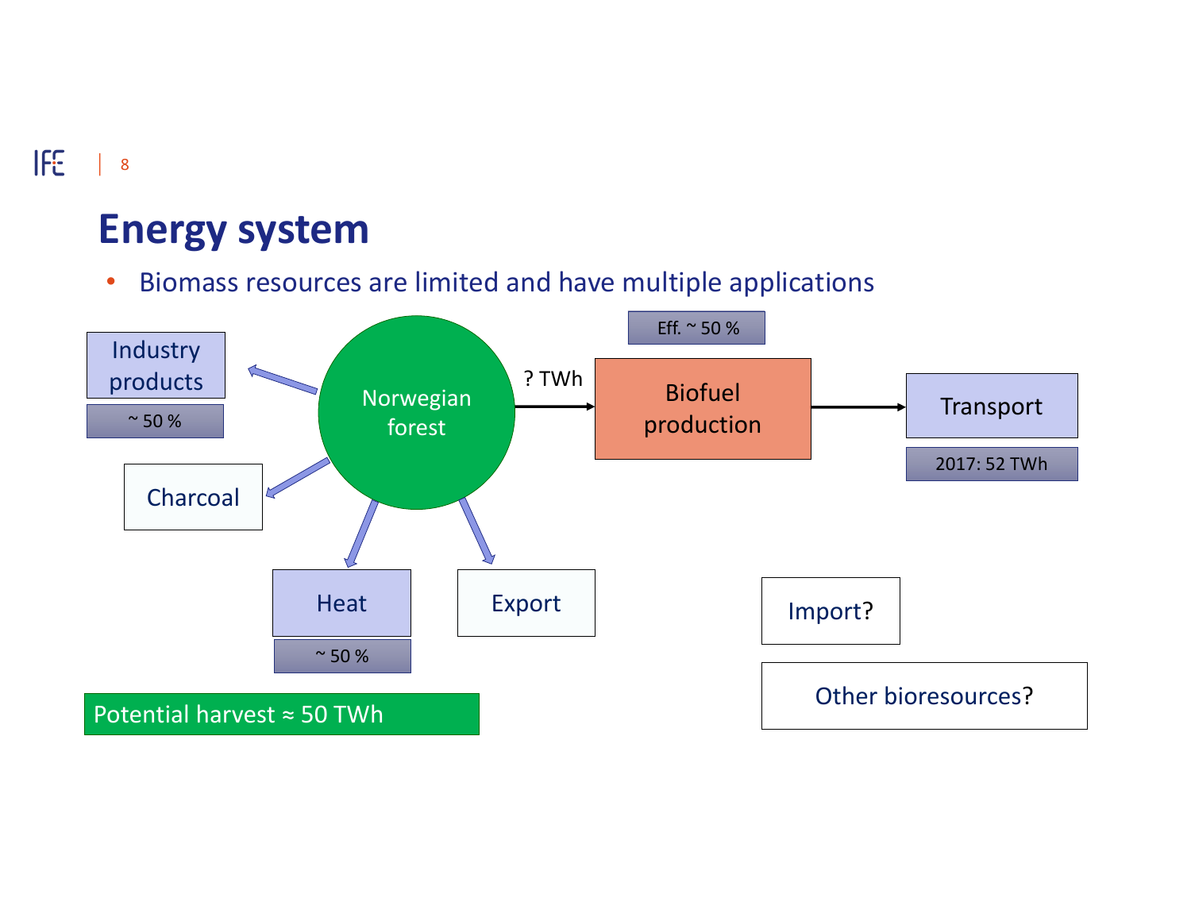# Energy system

- Biomass resources are limited and have multiple applications

Industry products

~ 50 %

Charcoal

Norwegian forest

? TWh

Eff. ~ 50 %

Biofuel production

Transport

2017: 52 TWh

Heat

~ 50 %

Export

Import?

Other bioresources?

Potential harvest ≈ 50 TWh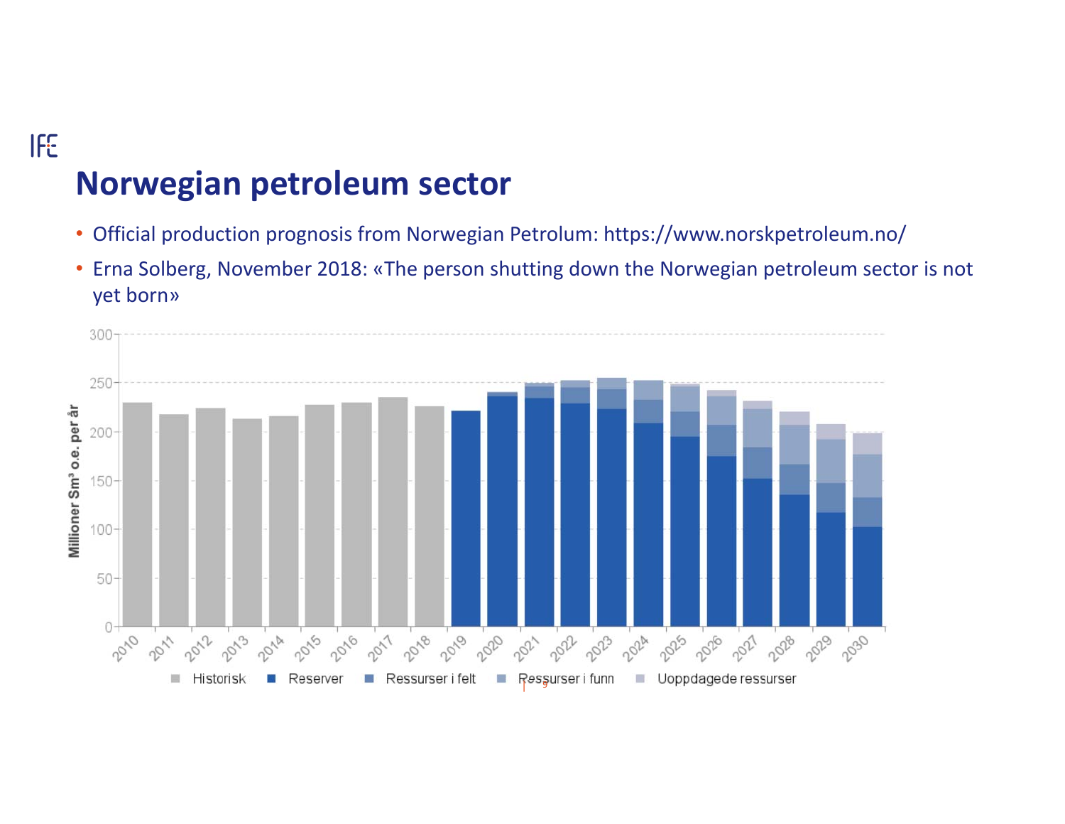# Norwegian petroleum sector

- Official production prognosis from Norwegian Petrolum: https://www.norskpetroleum.no/
- Erna Solberg, November 2018: «The person shutting down the Norwegian petroleum sector is not yet born»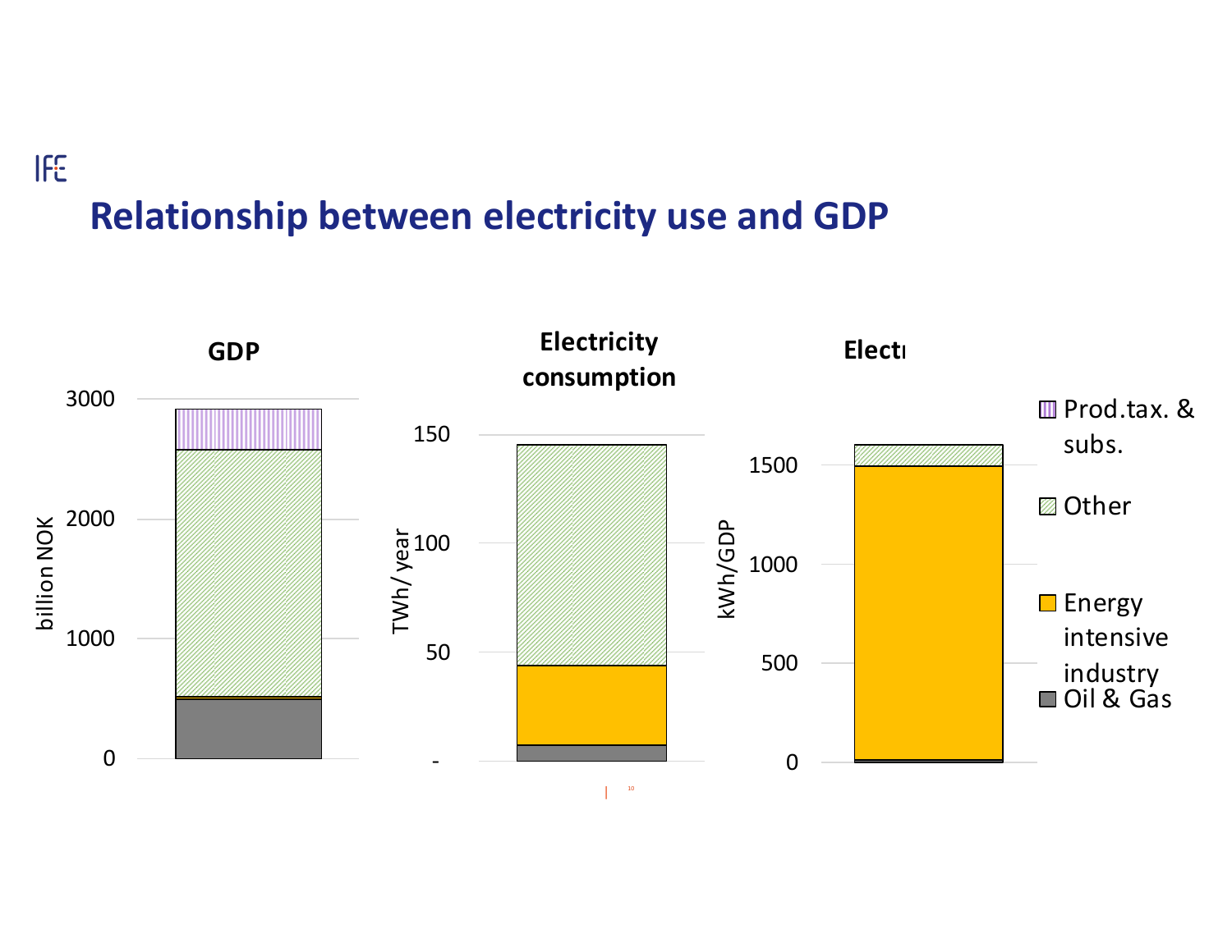# Relationship between electricity use and GDP

**GDP**

billion NOK

3000
2000
1000
0

**Electricity consumption**

TWh/ year

150
100
50
-

**Electr**

kWh/GDP

1500
1000
500
0

Prod.tax. & subs.

Other

Energy intensive industry

Oil & Gas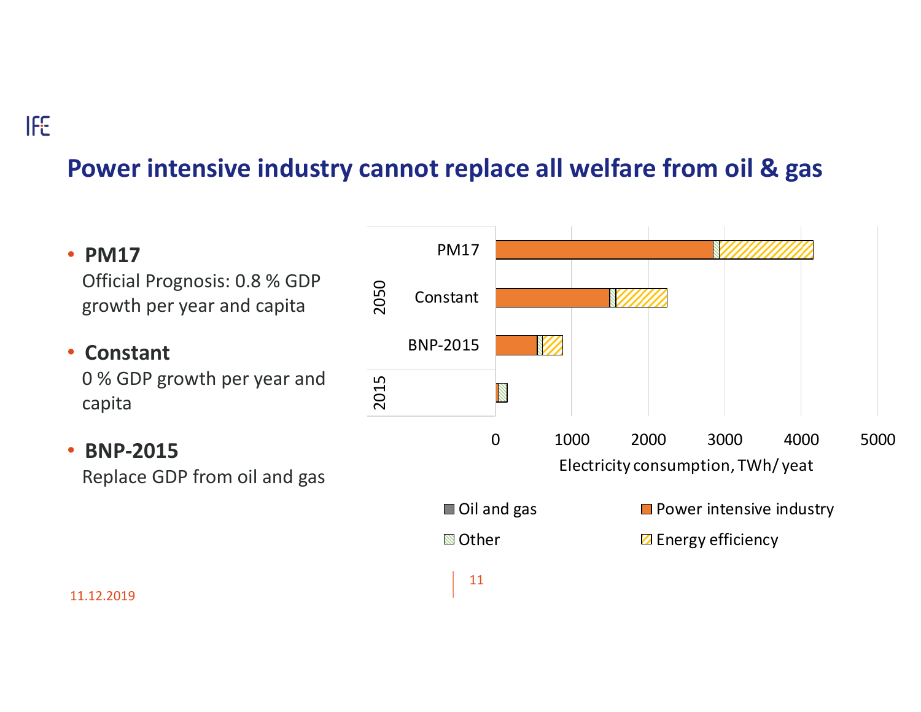## Power intensive industry cannot replace all welfare from oil & gas

- **PM17**
  Official Prognosis: 0.8 % GDP growth per year and capita

- **Constant**
  0 % GDP growth per year and capita

- **BNP-2015**
  Replace GDP from oil and gas

2050: PM17, Constant, BNP-2015
2015

0 1000 2000 3000 4000 5000

Electricity consumption, TWh/ yeat

Oil and gas | Power intensive industry | Other | Energy efficiency

11.12.2019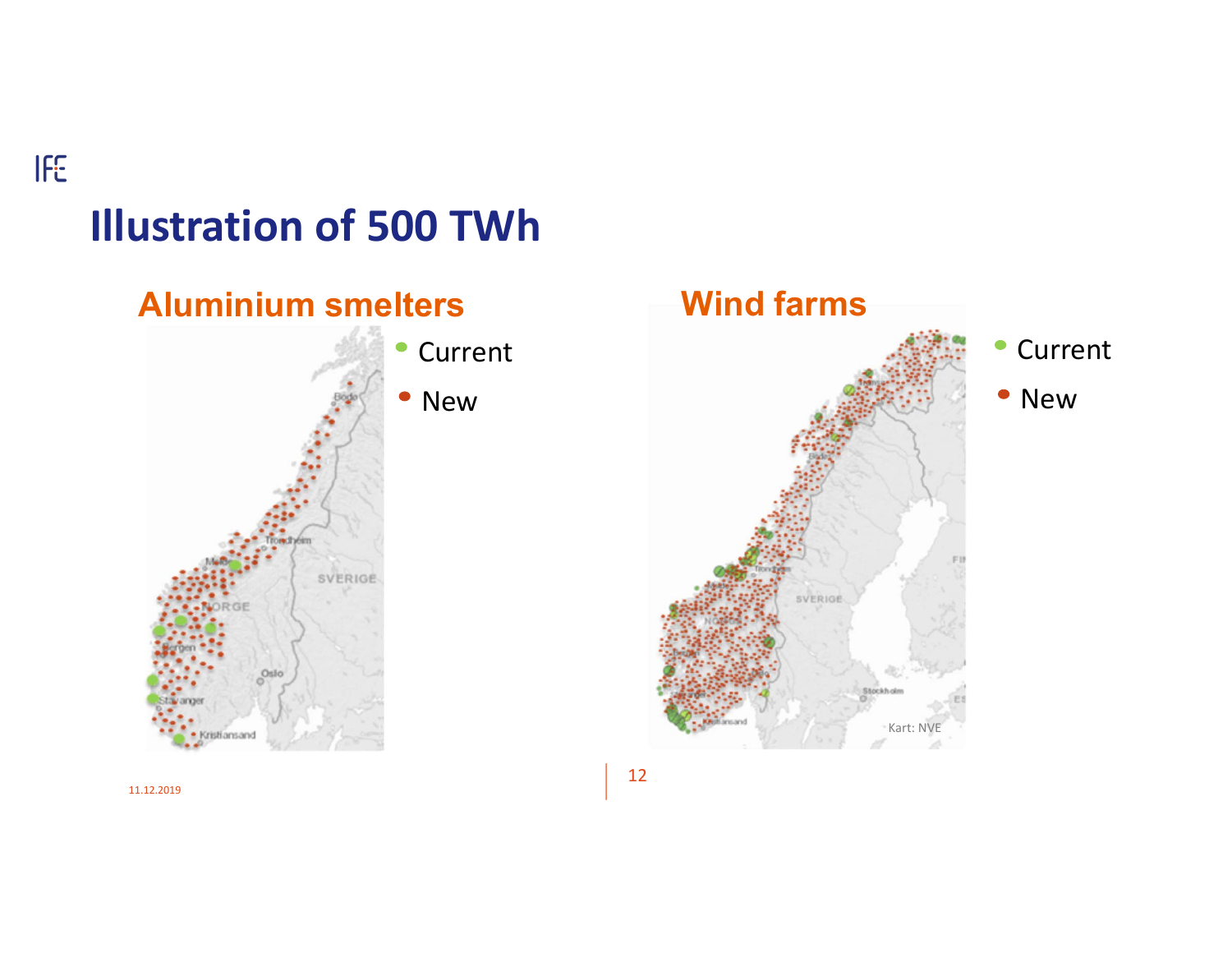# Illustration of 500 TWh

## Aluminium smelters

- Current
- New

## Wind farms

- Current
- New

Kart: NVE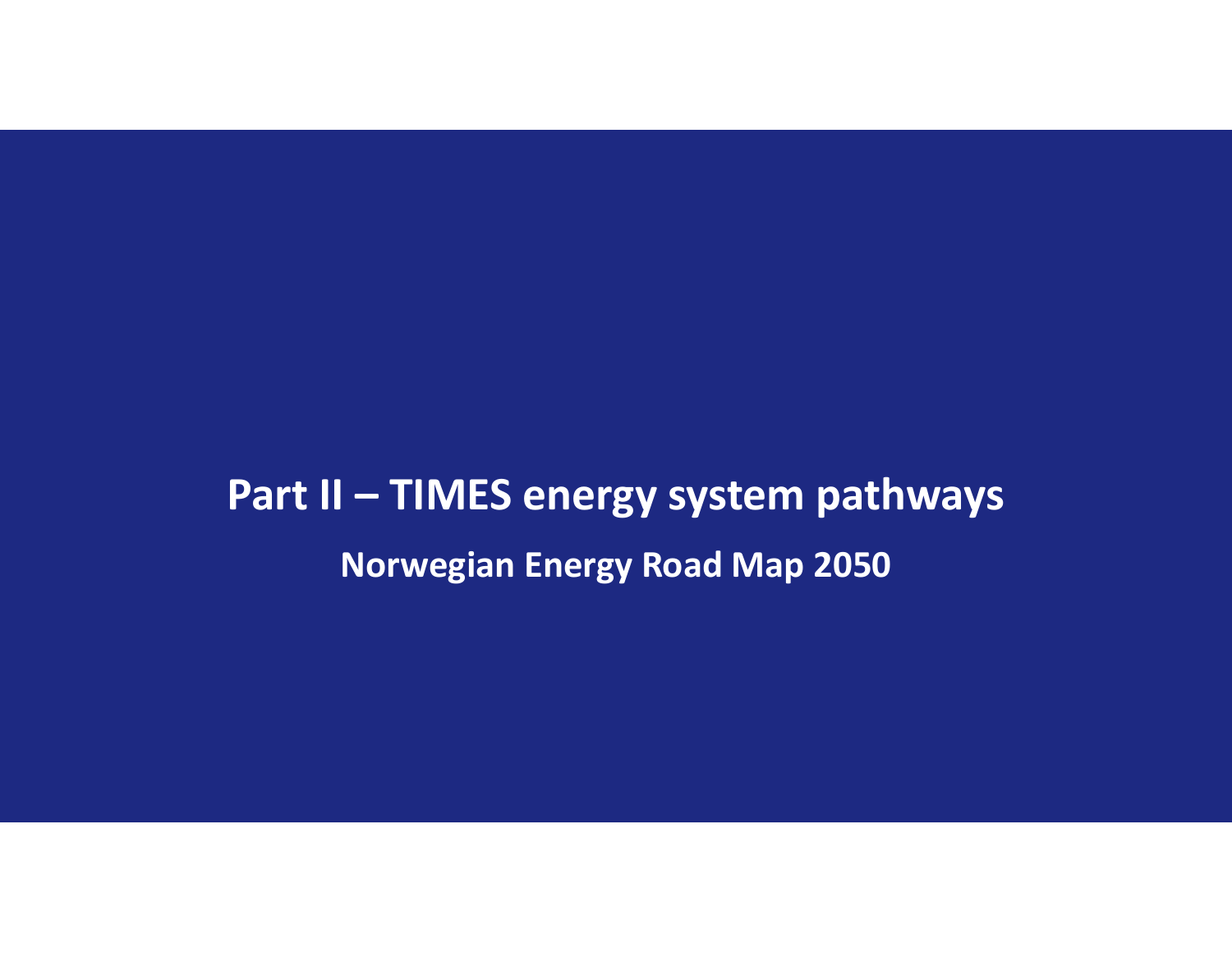# Part II – TIMES energy system pathways

## Norwegian Energy Road Map 2050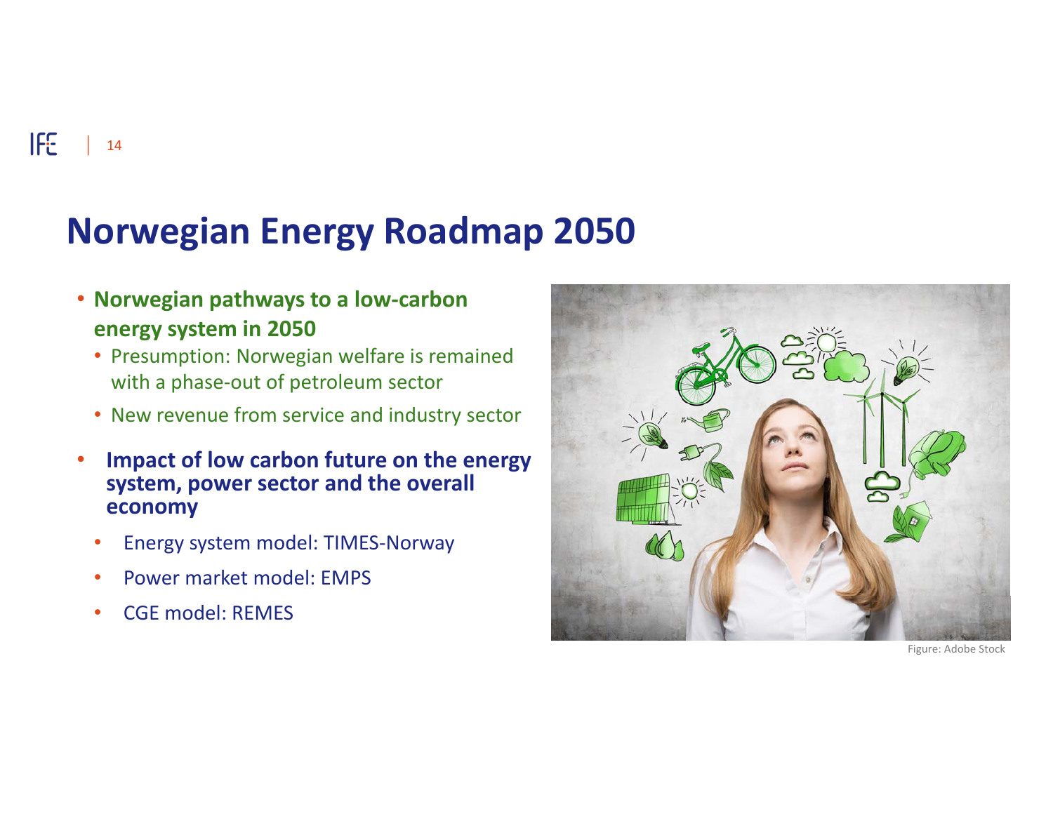# Norwegian Energy Roadmap 2050

- **Norwegian pathways to a low-carbon energy system in 2050**
  - Presumption: Norwegian welfare is remained with a phase-out of petroleum sector
  - New revenue from service and industry sector
- **Impact of low carbon future on the energy system, power sector and the overall economy**
  - Energy system model: TIMES-Norway
  - Power market model: EMPS
  - CGE model: REMES

Figure: Adobe Stock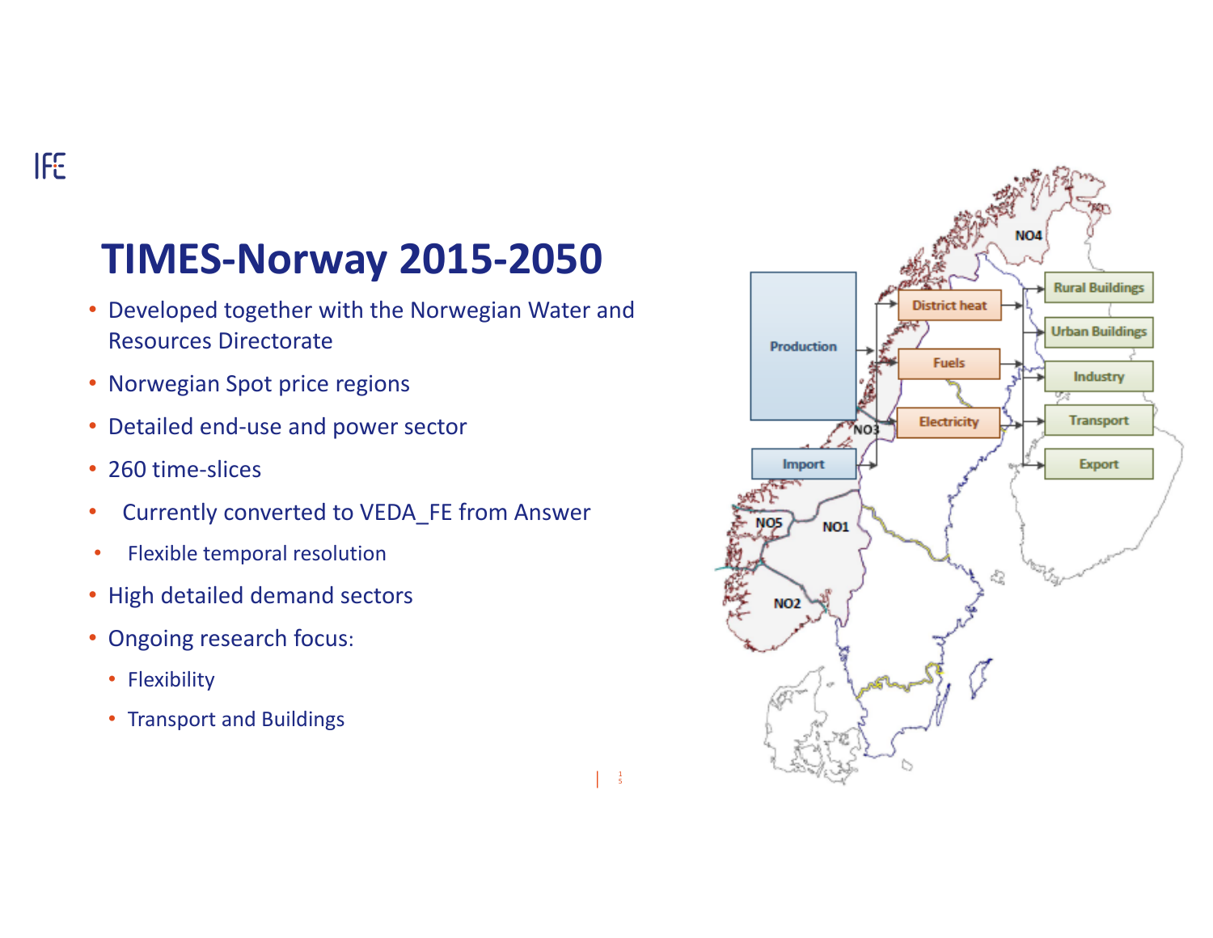# TIMES-Norway 2015-2050

- Developed together with the Norwegian Water and Resources Directorate
- Norwegian Spot price regions
- Detailed end-use and power sector
- 260 time-slices
- Currently converted to VEDA_FE from Answer
- Flexible temporal resolution
- High detailed demand sectors
- Ongoing research focus:
  - Flexibility
  - Transport and Buildings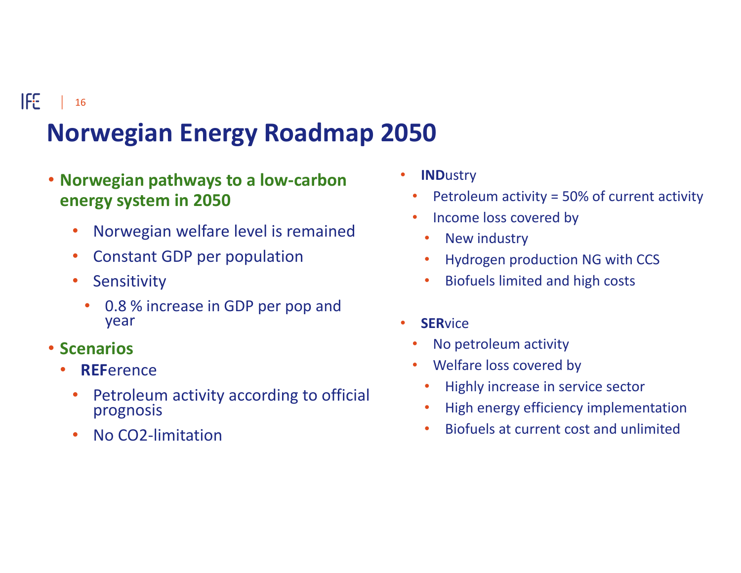# Norwegian Energy Roadmap 2050

- **Norwegian pathways to a low-carbon energy system in 2050**
  - Norwegian welfare level is remained
  - Constant GDP per population
  - Sensitivity
    - 0.8 % increase in GDP per pop and year
- **Scenarios**
  - **REF**erence
    - Petroleum activity according to official prognosis
    - No CO2-limitation
  - **IND**ustry
    - Petroleum activity = 50% of current activity
    - Income loss covered by
      - New industry
      - Hydrogen production NG with CCS
      - Biofuels limited and high costs
  - **SER**vice
    - No petroleum activity
    - Welfare loss covered by
      - Highly increase in service sector
      - High energy efficiency implementation
      - Biofuels at current cost and unlimited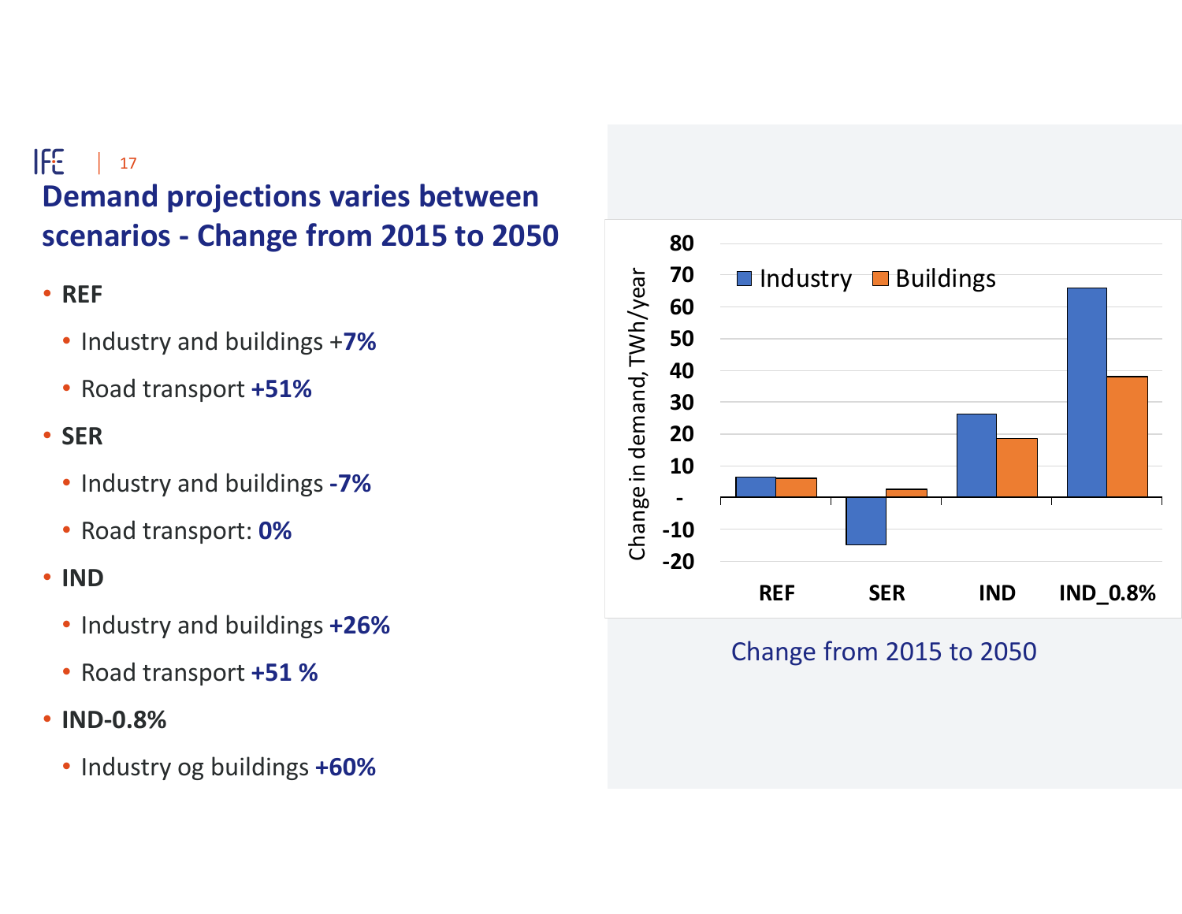## Demand projections varies between scenarios - Change from 2015 to 2050

- **REF**
  - Industry and buildings +**7%**
  - Road transport **+51%**
- **SER**
  - Industry and buildings **-7%**
  - Road transport: **0%**
- **IND**
  - Industry and buildings **+26%**
  - Road transport **+51 %**
- **IND-0.8%**
  - Industry og buildings **+60%**

Change from 2015 to 2050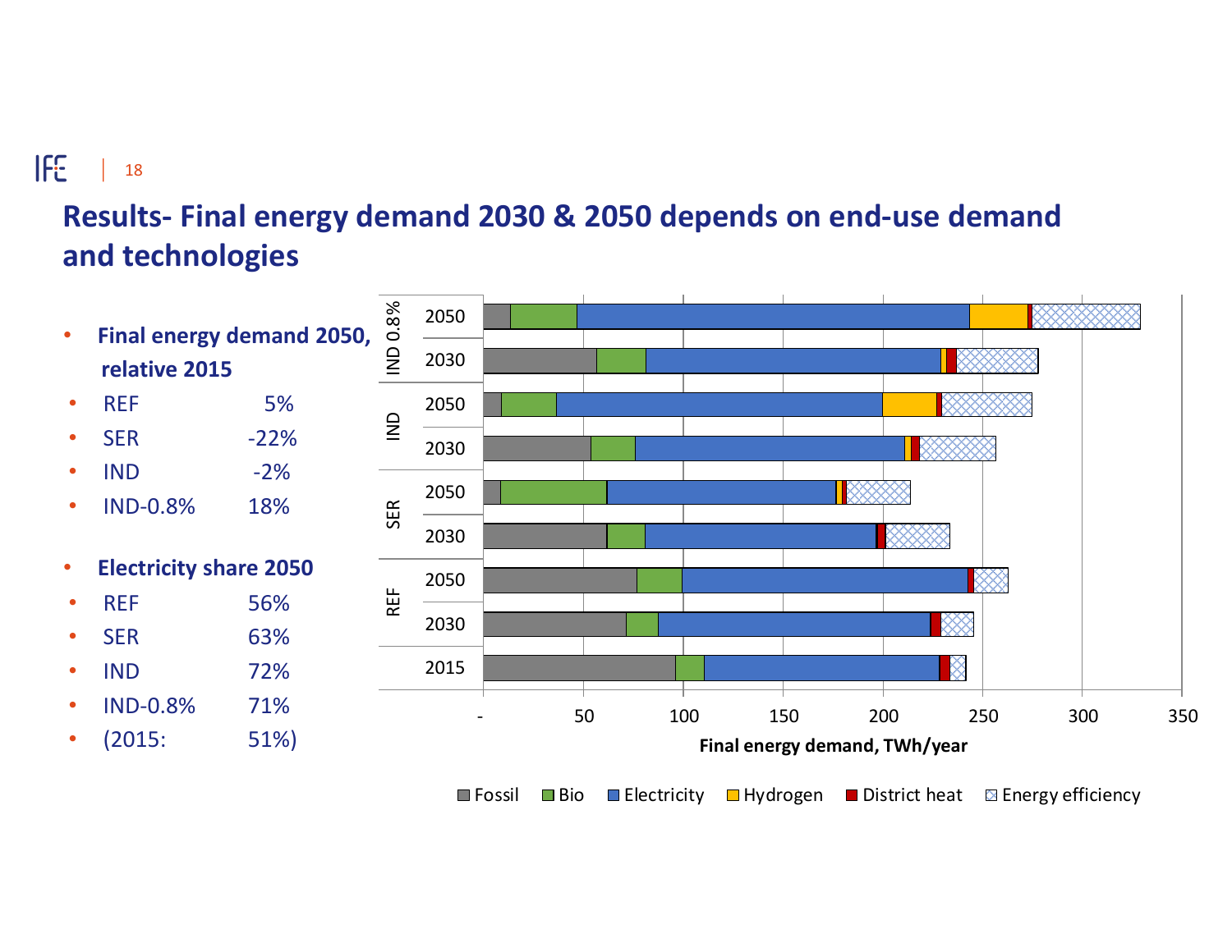# Results- Final energy demand 2030 & 2050 depends on end-use demand and technologies

- **Final energy demand 2050, relative 2015**
- REF 5%
- SER -22%
- IND -2%
- IND-0.8% 18%

- **Electricity share 2050**
- REF 56%
- SER 63%
- IND 72%
- IND-0.8% 71%
- (2015: 51%)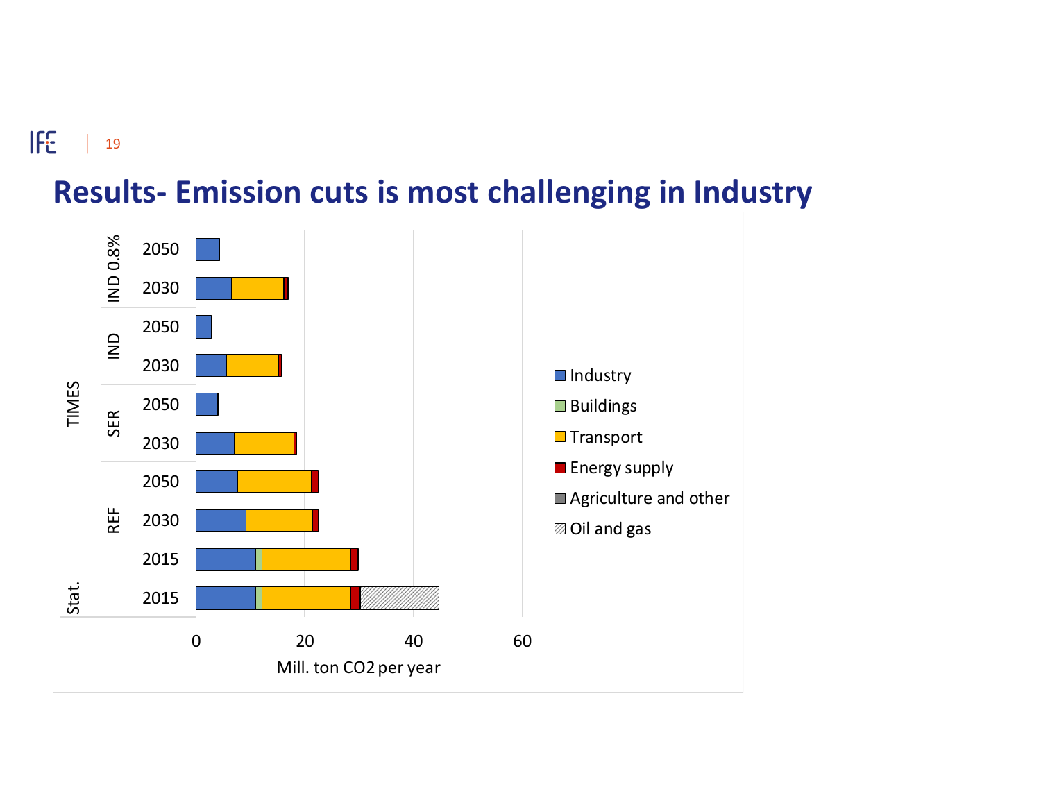# Results- Emission cuts is most challenging in Industry

| | | | Industry | Buildings | Transport | Energy supply | Agriculture and other | Oil and gas |
|---|---|---|---|---|---|---|---|---|
| TIMES | IND 0.8% | 2050 | | | | | | |
| | | 2030 | | | | | | |
| | IND | 2050 | | | | | | |
| | | 2030 | | | | | | |
| | SER | 2050 | | | | | | |
| | | 2030 | | | | | | |
| | REF | 2050 | | | | | | |
| | | 2030 | | | | | | |
| | | 2015 | | | | | | |
| Stat. | | 2015 | | | | | | |

Mill. ton CO2 per year (axis: 0, 20, 40, 60)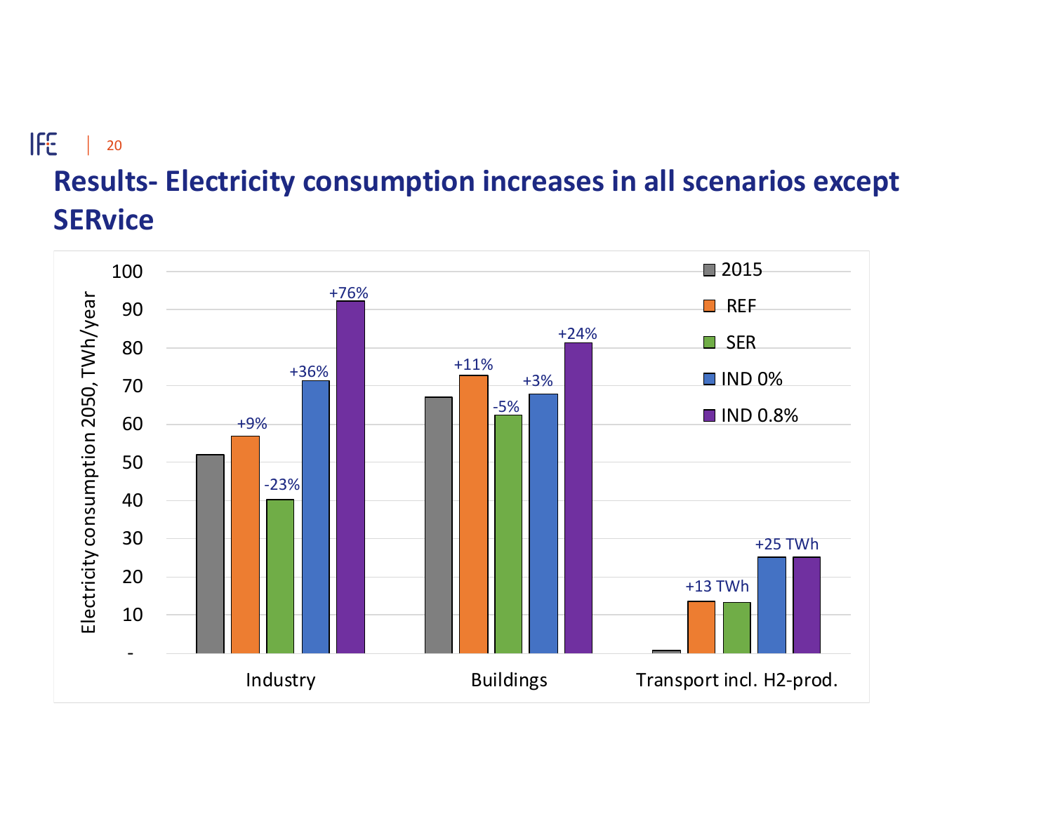# Results- Electricity consumption increases in all scenarios except SERvice

| Electricity consumption 2050, TWh/year | 2015 | REF | SER | IND 0% | IND 0.8% |
|---|---|---|---|---|---|
| Industry | 52 | 57 (+9%) | 40 (-23%) | 71 (+36%) | 92 (+76%) |
| Buildings | 67 | 73 (+11%) | 62 (-5%) | 68 (+3%) | 81 (+24%) |
| Transport incl. H2-prod. | 1 | 14 (+13 TWh) | 13 | 25 (+25 TWh) | 25 |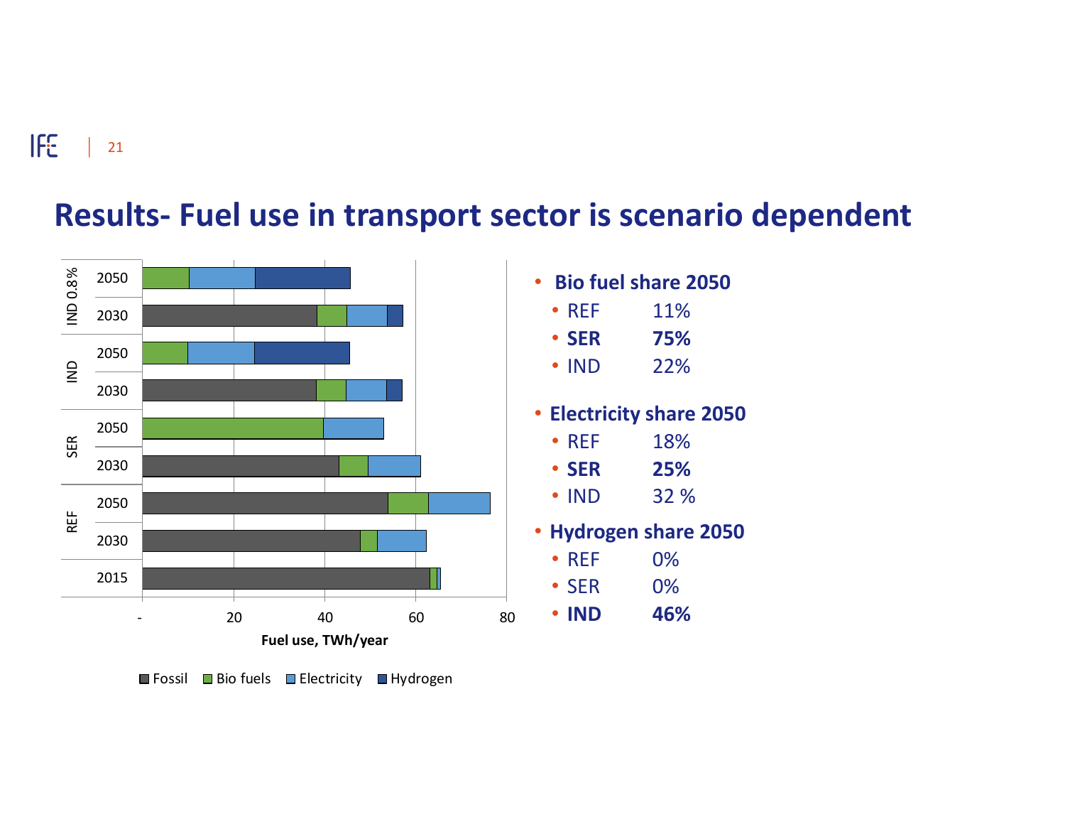# Results- Fuel use in transport sector is scenario dependent

- **Bio fuel share 2050**
  - REF 11%
  - **SER 75%**
  - IND 22%
- **Electricity share 2050**
  - REF 18%
  - **SER 25%**
  - IND 32 %
- **Hydrogen share 2050**
  - REF 0%
  - SER 0%
  - **IND 46%**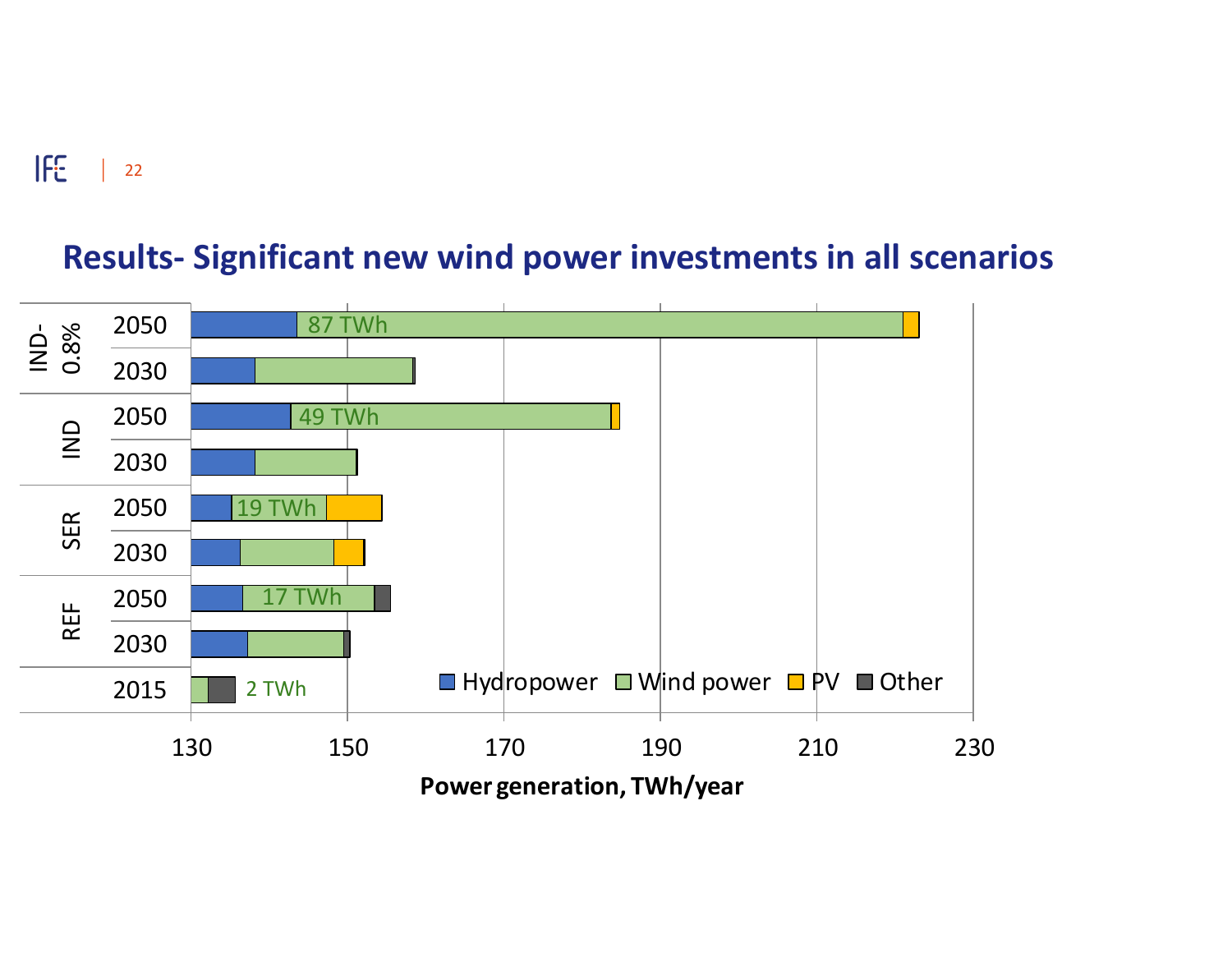## Results- Significant new wind power investments in all scenarios

| Scenario | Year | Wind power label |
|---|---|---|
| IND-0.8% | 2050 | 87 TWh |
| IND-0.8% | 2030 | |
| IND | 2050 | 49 TWh |
| IND | 2030 | |
| SER | 2050 | 19 TWh |
| SER | 2030 | |
| REF | 2050 | 17 TWh |
| REF | 2030 | |
| | 2015 | 2 TWh |

Legend: Hydropower, Wind power, PV, Other

Power generation, TWh/year (axis: 130, 150, 170, 190, 210, 230)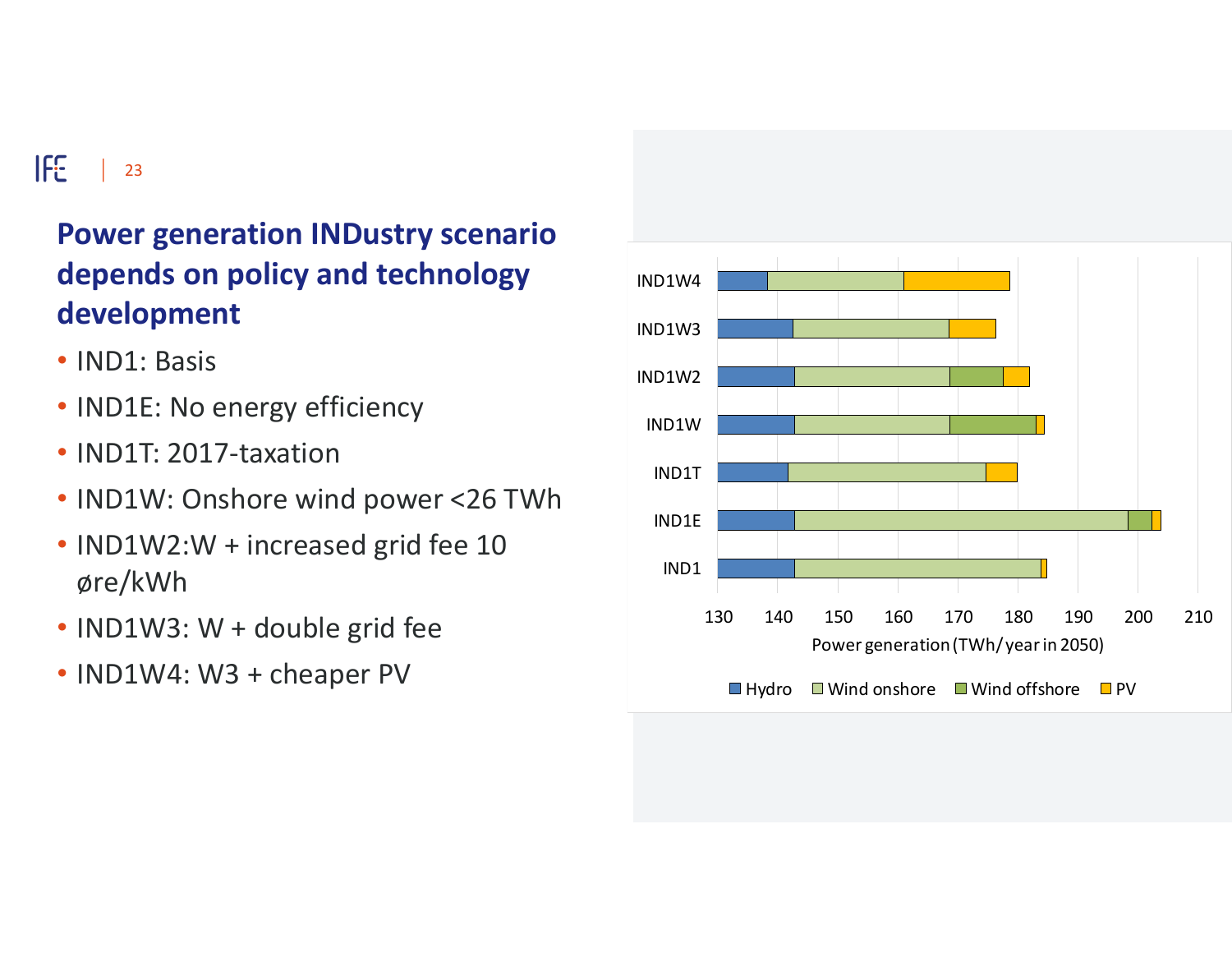## Power generation INDustry scenario depends on policy and technology development

- IND1: Basis
- IND1E: No energy efficiency
- IND1T: 2017-taxation
- IND1W: Onshore wind power <26 TWh
- IND1W2:W + increased grid fee 10 øre/kWh
- IND1W3: W + double grid fee
- IND1W4: W3 + cheaper PV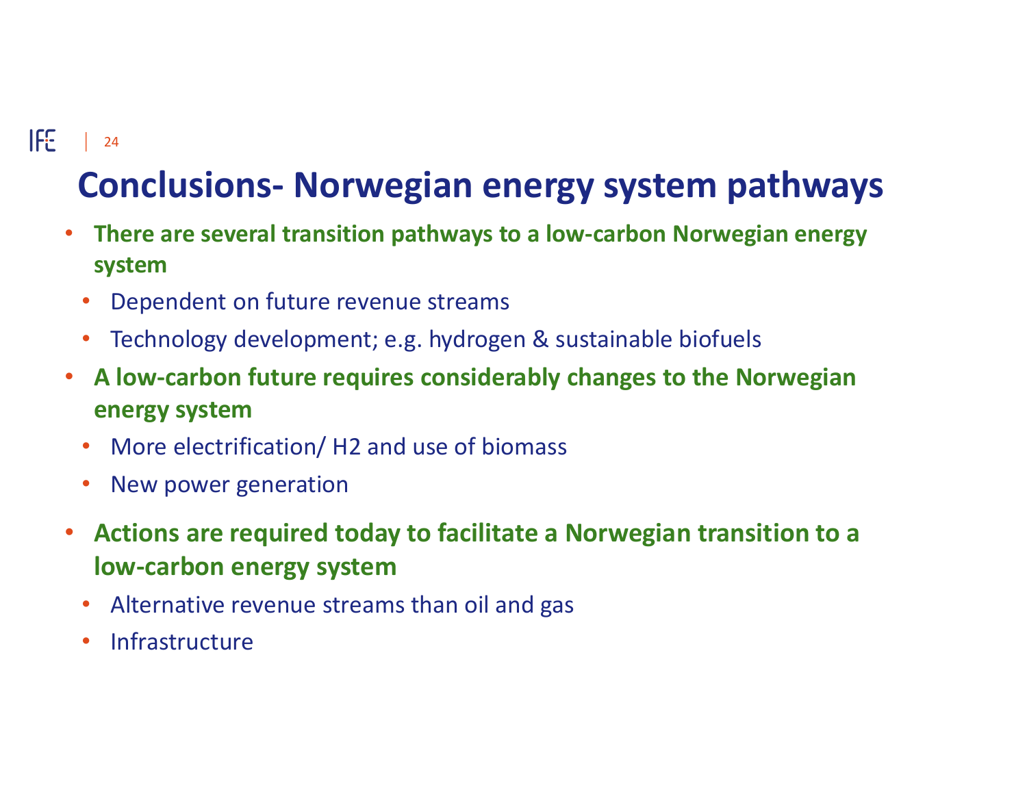# Conclusions- Norwegian energy system pathways

- **There are several transition pathways to a low-carbon Norwegian energy system**
  - Dependent on future revenue streams
  - Technology development; e.g. hydrogen & sustainable biofuels
- **A low-carbon future requires considerably changes to the Norwegian energy system**
  - More electrification/ H2 and use of biomass
  - New power generation
- **Actions are required today to facilitate a Norwegian transition to a low-carbon energy system**
  - Alternative revenue streams than oil and gas
  - Infrastructure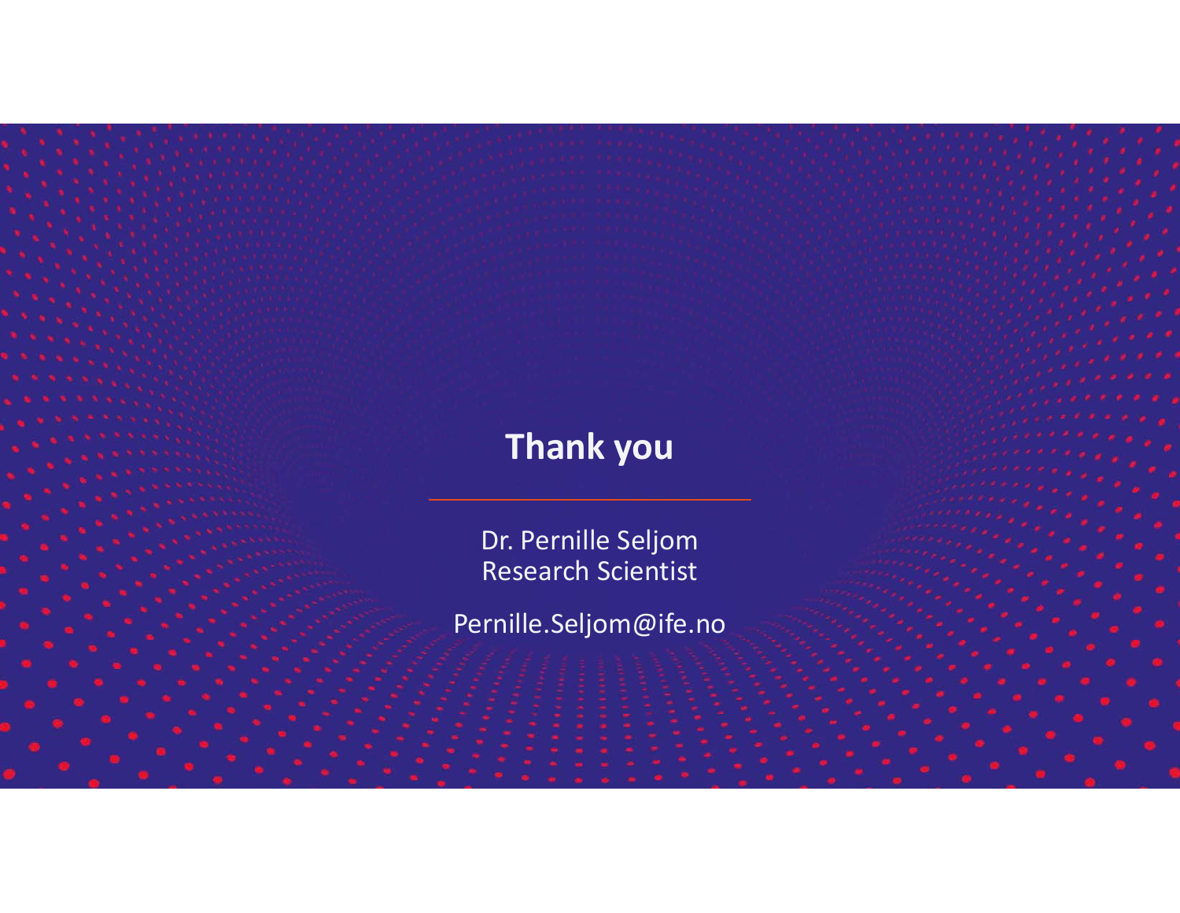# Thank you

Dr. Pernille Seljom
Research Scientist

Pernille.Seljom@ife.no